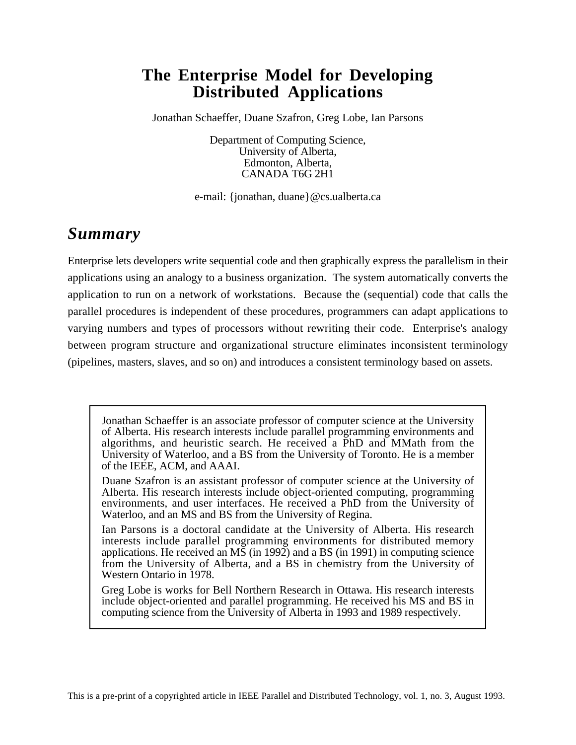# The Enterprise Model for Developing Distributed Applications

Jonathan Schaeffer, Duane Szafron, Greg Lobe, Ian Parsons

Department of Computing Science,
University of Alberta,
Edmonton, Alberta,
CANADA T6G 2H1

e-mail: {jonathan, duane}@cs.ualberta.ca

## *Summary*

Enterprise lets developers write sequential code and then graphically express the parallelism in their applications using an analogy to a business organization. The system automatically converts the application to run on a network of workstations. Because the (sequential) code that calls the parallel procedures is independent of these procedures, programmers can adapt applications to varying numbers and types of processors without rewriting their code. Enterprise's analogy between program structure and organizational structure eliminates inconsistent terminology (pipelines, masters, slaves, and so on) and introduces a consistent terminology based on assets.

Jonathan Schaeffer is an associate professor of computer science at the University of Alberta. His research interests include parallel programming environments and algorithms, and heuristic search. He received a PhD and MMath from the University of Waterloo, and a BS from the University of Toronto. He is a member of the IEEE, ACM, and AAAI.

Duane Szafron is an assistant professor of computer science at the University of Alberta. His research interests include object-oriented computing, programming environments, and user interfaces. He received a PhD from the University of Waterloo, and an MS and BS from the University of Regina.

Ian Parsons is a doctoral candidate at the University of Alberta. His research interests include parallel programming environments for distributed memory applications. He received an MS (in 1992) and a BS (in 1991) in computing science from the University of Alberta, and a BS in chemistry from the University of Western Ontario in 1978.

Greg Lobe is works for Bell Northern Research in Ottawa. His research interests include object-oriented and parallel programming. He received his MS and BS in computing science from the University of Alberta in 1993 and 1989 respectively.

This is a pre-print of a copyrighted article in IEEE Parallel and Distributed Technology, vol. 1, no. 3, August 1993.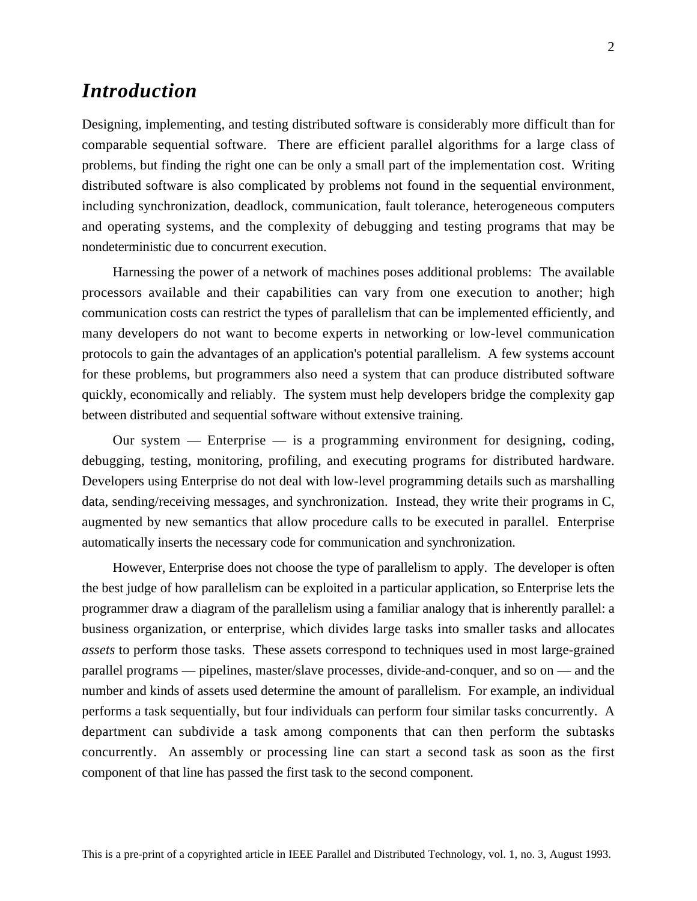## *Introduction*

Designing, implementing, and testing distributed software is considerably more difficult than for comparable sequential software. There are efficient parallel algorithms for a large class of problems, but finding the right one can be only a small part of the implementation cost. Writing distributed software is also complicated by problems not found in the sequential environment, including synchronization, deadlock, communication, fault tolerance, heterogeneous computers and operating systems, and the complexity of debugging and testing programs that may be nondeterministic due to concurrent execution.

Harnessing the power of a network of machines poses additional problems: The available processors available and their capabilities can vary from one execution to another; high communication costs can restrict the types of parallelism that can be implemented efficiently, and many developers do not want to become experts in networking or low-level communication protocols to gain the advantages of an application's potential parallelism. A few systems account for these problems, but programmers also need a system that can produce distributed software quickly, economically and reliably. The system must help developers bridge the complexity gap between distributed and sequential software without extensive training.

Our system — Enterprise — is a programming environment for designing, coding, debugging, testing, monitoring, profiling, and executing programs for distributed hardware. Developers using Enterprise do not deal with low-level programming details such as marshalling data, sending/receiving messages, and synchronization. Instead, they write their programs in C, augmented by new semantics that allow procedure calls to be executed in parallel. Enterprise automatically inserts the necessary code for communication and synchronization.

However, Enterprise does not choose the type of parallelism to apply. The developer is often the best judge of how parallelism can be exploited in a particular application, so Enterprise lets the programmer draw a diagram of the parallelism using a familiar analogy that is inherently parallel: a business organization, or enterprise, which divides large tasks into smaller tasks and allocates *assets* to perform those tasks. These assets correspond to techniques used in most large-grained parallel programs — pipelines, master/slave processes, divide-and-conquer, and so on — and the number and kinds of assets used determine the amount of parallelism. For example, an individual performs a task sequentially, but four individuals can perform four similar tasks concurrently. A department can subdivide a task among components that can then perform the subtasks concurrently. An assembly or processing line can start a second task as soon as the first component of that line has passed the first task to the second component.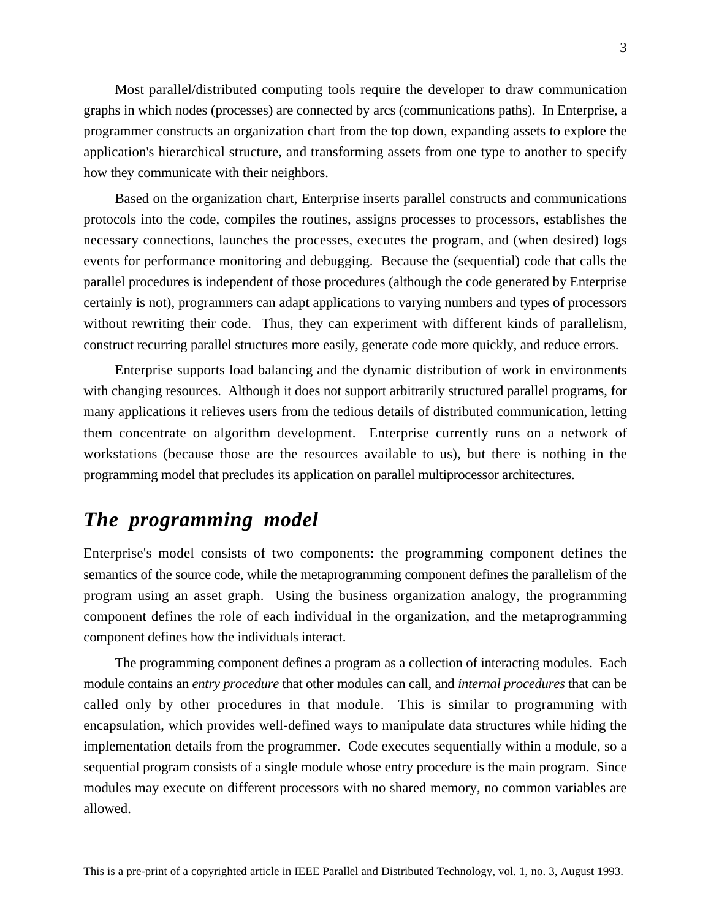Most parallel/distributed computing tools require the developer to draw communication graphs in which nodes (processes) are connected by arcs (communications paths). In Enterprise, a programmer constructs an organization chart from the top down, expanding assets to explore the application's hierarchical structure, and transforming assets from one type to another to specify how they communicate with their neighbors.

Based on the organization chart, Enterprise inserts parallel constructs and communications protocols into the code, compiles the routines, assigns processes to processors, establishes the necessary connections, launches the processes, executes the program, and (when desired) logs events for performance monitoring and debugging. Because the (sequential) code that calls the parallel procedures is independent of those procedures (although the code generated by Enterprise certainly is not), programmers can adapt applications to varying numbers and types of processors without rewriting their code. Thus, they can experiment with different kinds of parallelism, construct recurring parallel structures more easily, generate code more quickly, and reduce errors.

Enterprise supports load balancing and the dynamic distribution of work in environments with changing resources. Although it does not support arbitrarily structured parallel programs, for many applications it relieves users from the tedious details of distributed communication, letting them concentrate on algorithm development. Enterprise currently runs on a network of workstations (because those are the resources available to us), but there is nothing in the programming model that precludes its application on parallel multiprocessor architectures.

## *The programming model*

Enterprise's model consists of two components: the programming component defines the semantics of the source code, while the metaprogramming component defines the parallelism of the program using an asset graph. Using the business organization analogy, the programming component defines the role of each individual in the organization, and the metaprogramming component defines how the individuals interact.

The programming component defines a program as a collection of interacting modules. Each module contains an *entry procedure* that other modules can call, and *internal procedures* that can be called only by other procedures in that module. This is similar to programming with encapsulation, which provides well-defined ways to manipulate data structures while hiding the implementation details from the programmer. Code executes sequentially within a module, so a sequential program consists of a single module whose entry procedure is the main program. Since modules may execute on different processors with no shared memory, no common variables are allowed.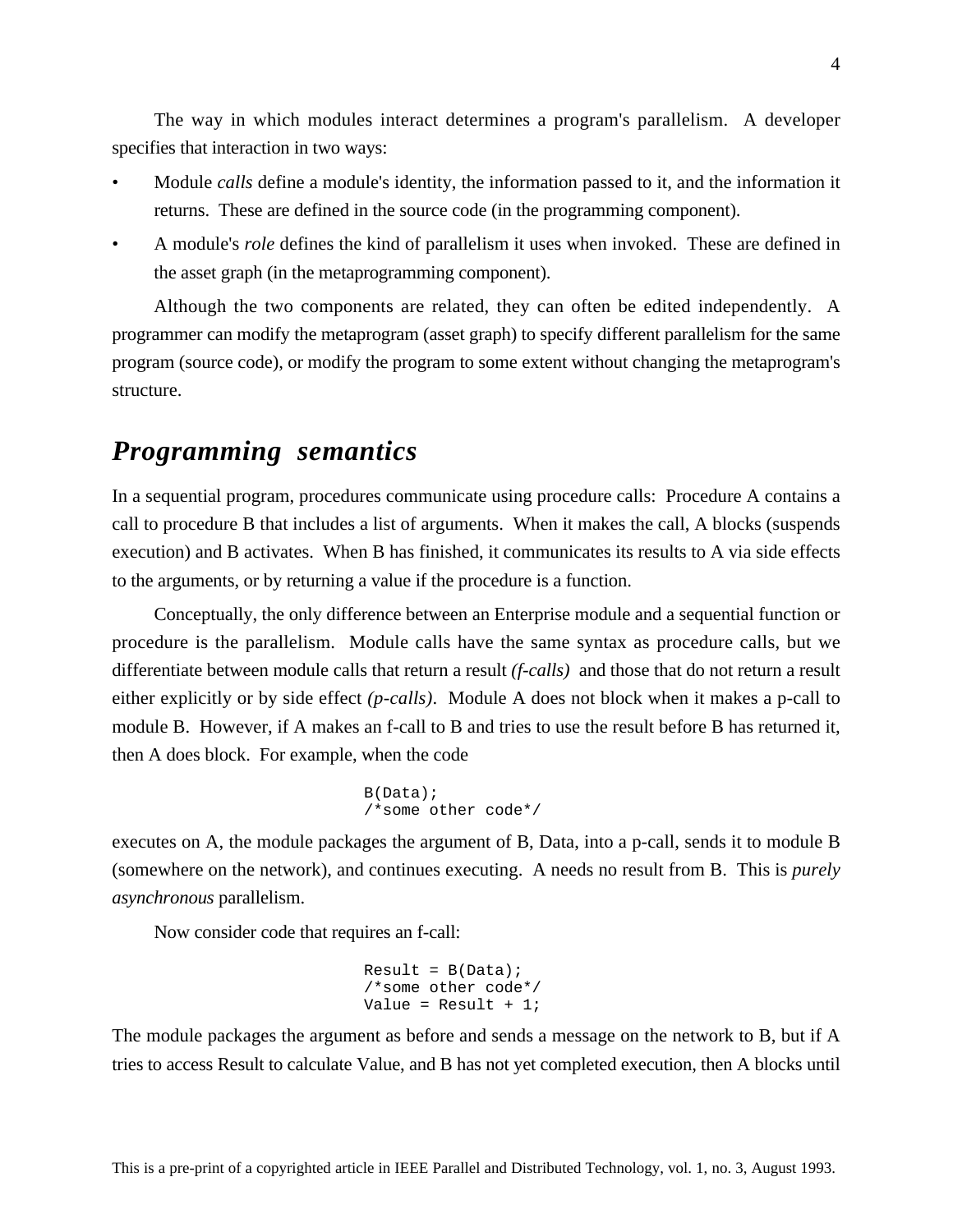The way in which modules interact determines a program's parallelism. A developer specifies that interaction in two ways:

- Module *calls* define a module's identity, the information passed to it, and the information it returns. These are defined in the source code (in the programming component).
- A module's *role* defines the kind of parallelism it uses when invoked. These are defined in the asset graph (in the metaprogramming component).

Although the two components are related, they can often be edited independently. A programmer can modify the metaprogram (asset graph) to specify different parallelism for the same program (source code), or modify the program to some extent without changing the metaprogram's structure.

## *Programming semantics*

In a sequential program, procedures communicate using procedure calls: Procedure A contains a call to procedure B that includes a list of arguments. When it makes the call, A blocks (suspends execution) and B activates. When B has finished, it communicates its results to A via side effects to the arguments, or by returning a value if the procedure is a function.

Conceptually, the only difference between an Enterprise module and a sequential function or procedure is the parallelism. Module calls have the same syntax as procedure calls, but we differentiate between module calls that return a result *(f-calls)* and those that do not return a result either explicitly or by side effect *(p-calls)*. Module A does not block when it makes a p-call to module B. However, if A makes an f-call to B and tries to use the result before B has returned it, then A does block. For example, when the code

```
B(Data);
/*some other code*/
```

executes on A, the module packages the argument of B, Data, into a p-call, sends it to module B (somewhere on the network), and continues executing. A needs no result from B. This is *purely asynchronous* parallelism.

Now consider code that requires an f-call:

```
Result = B(Data);
/*some other code*/
Value = Result + 1;
```

The module packages the argument as before and sends a message on the network to B, but if A tries to access Result to calculate Value, and B has not yet completed execution, then A blocks until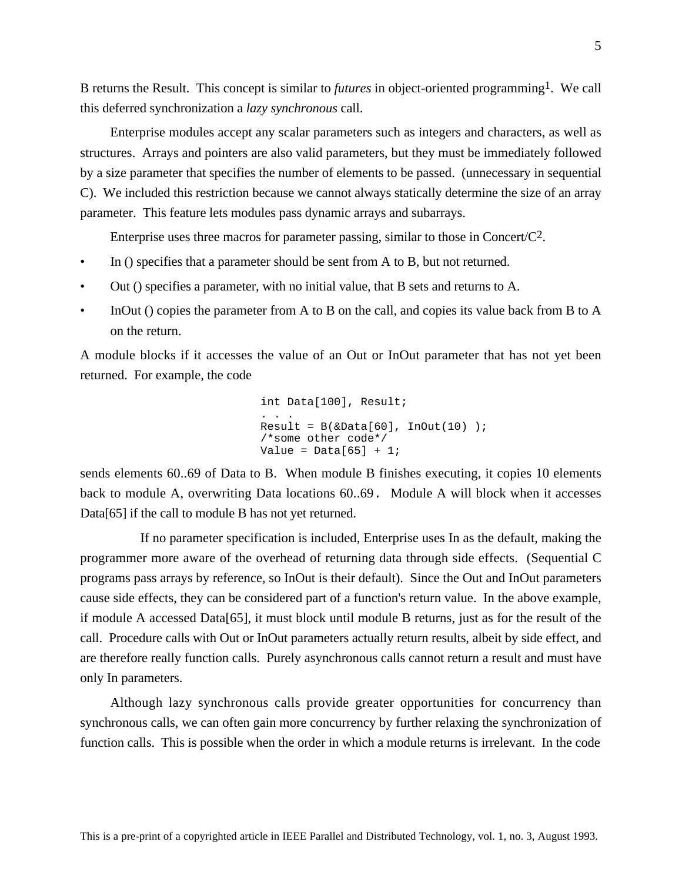B returns the Result. This concept is similar to *futures* in object-oriented programming[1]. We call this deferred synchronization a *lazy synchronous* call.

Enterprise modules accept any scalar parameters such as integers and characters, as well as structures. Arrays and pointers are also valid parameters, but they must be immediately followed by a size parameter that specifies the number of elements to be passed. (unnecessary in sequential C). We included this restriction because we cannot always statically determine the size of an array parameter. This feature lets modules pass dynamic arrays and subarrays.

Enterprise uses three macros for parameter passing, similar to those in Concert/C[2].

- In () specifies that a parameter should be sent from A to B, but not returned.
- Out () specifies a parameter, with no initial value, that B sets and returns to A.
- InOut () copies the parameter from A to B on the call, and copies its value back from B to A on the return.

A module blocks if it accesses the value of an Out or InOut parameter that has not yet been returned. For example, the code

```
int Data[100], Result;
. . .
Result = B(&Data[60], InOut(10) );
/*some other code*/
Value = Data[65] + 1;
```

sends elements 60..69 of Data to B. When module B finishes executing, it copies 10 elements back to module A, overwriting Data locations 60..69. Module A will block when it accesses Data[65] if the call to module B has not yet returned.

If no parameter specification is included, Enterprise uses In as the default, making the programmer more aware of the overhead of returning data through side effects. (Sequential C programs pass arrays by reference, so InOut is their default). Since the Out and InOut parameters cause side effects, they can be considered part of a function's return value. In the above example, if module A accessed Data[65], it must block until module B returns, just as for the result of the call. Procedure calls with Out or InOut parameters actually return results, albeit by side effect, and are therefore really function calls. Purely asynchronous calls cannot return a result and must have only In parameters.

Although lazy synchronous calls provide greater opportunities for concurrency than synchronous calls, we can often gain more concurrency by further relaxing the synchronization of function calls. This is possible when the order in which a module returns is irrelevant. In the code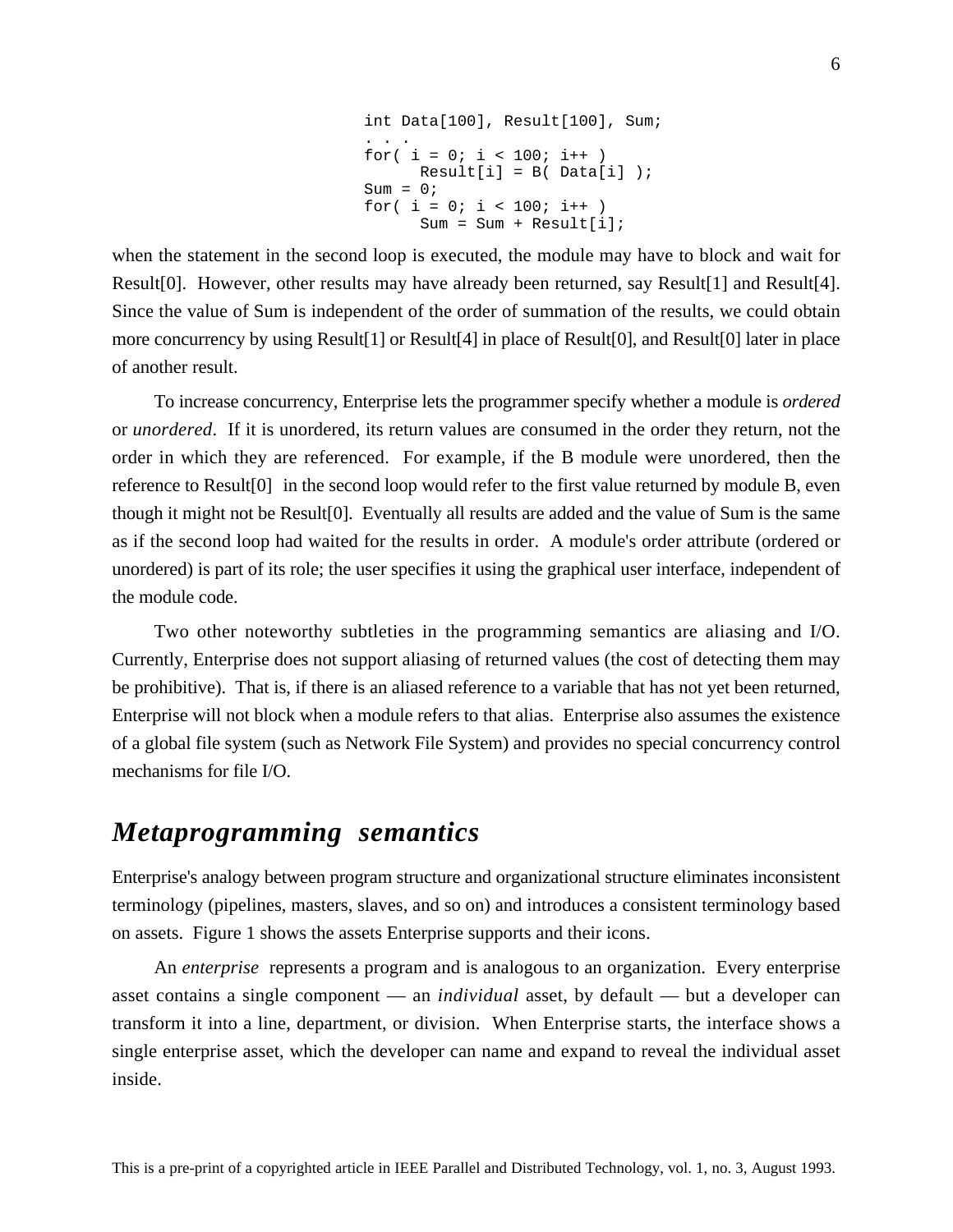```
int Data[100], Result[100], Sum;
. . .
for( i = 0; i < 100; i++ )
      Result[i] = B( Data[i] );
Sum = 0;
for( i = 0; i < 100; i++ )
      Sum = Sum + Result[i];
```

when the statement in the second loop is executed, the module may have to block and wait for Result[0]. However, other results may have already been returned, say Result[1] and Result[4]. Since the value of Sum is independent of the order of summation of the results, we could obtain more concurrency by using Result[1] or Result[4] in place of Result[0], and Result[0] later in place of another result.

To increase concurrency, Enterprise lets the programmer specify whether a module is *ordered* or *unordered*. If it is unordered, its return values are consumed in the order they return, not the order in which they are referenced. For example, if the B module were unordered, then the reference to Result[0] in the second loop would refer to the first value returned by module B, even though it might not be Result[0]. Eventually all results are added and the value of Sum is the same as if the second loop had waited for the results in order. A module's order attribute (ordered or unordered) is part of its role; the user specifies it using the graphical user interface, independent of the module code.

Two other noteworthy subtleties in the programming semantics are aliasing and I/O. Currently, Enterprise does not support aliasing of returned values (the cost of detecting them may be prohibitive). That is, if there is an aliased reference to a variable that has not yet been returned, Enterprise will not block when a module refers to that alias. Enterprise also assumes the existence of a global file system (such as Network File System) and provides no special concurrency control mechanisms for file I/O.

## *Metaprogramming semantics*

Enterprise's analogy between program structure and organizational structure eliminates inconsistent terminology (pipelines, masters, slaves, and so on) and introduces a consistent terminology based on assets. Figure 1 shows the assets Enterprise supports and their icons.

An *enterprise* represents a program and is analogous to an organization. Every enterprise asset contains a single component — an *individual* asset, by default — but a developer can transform it into a line, department, or division. When Enterprise starts, the interface shows a single enterprise asset, which the developer can name and expand to reveal the individual asset inside.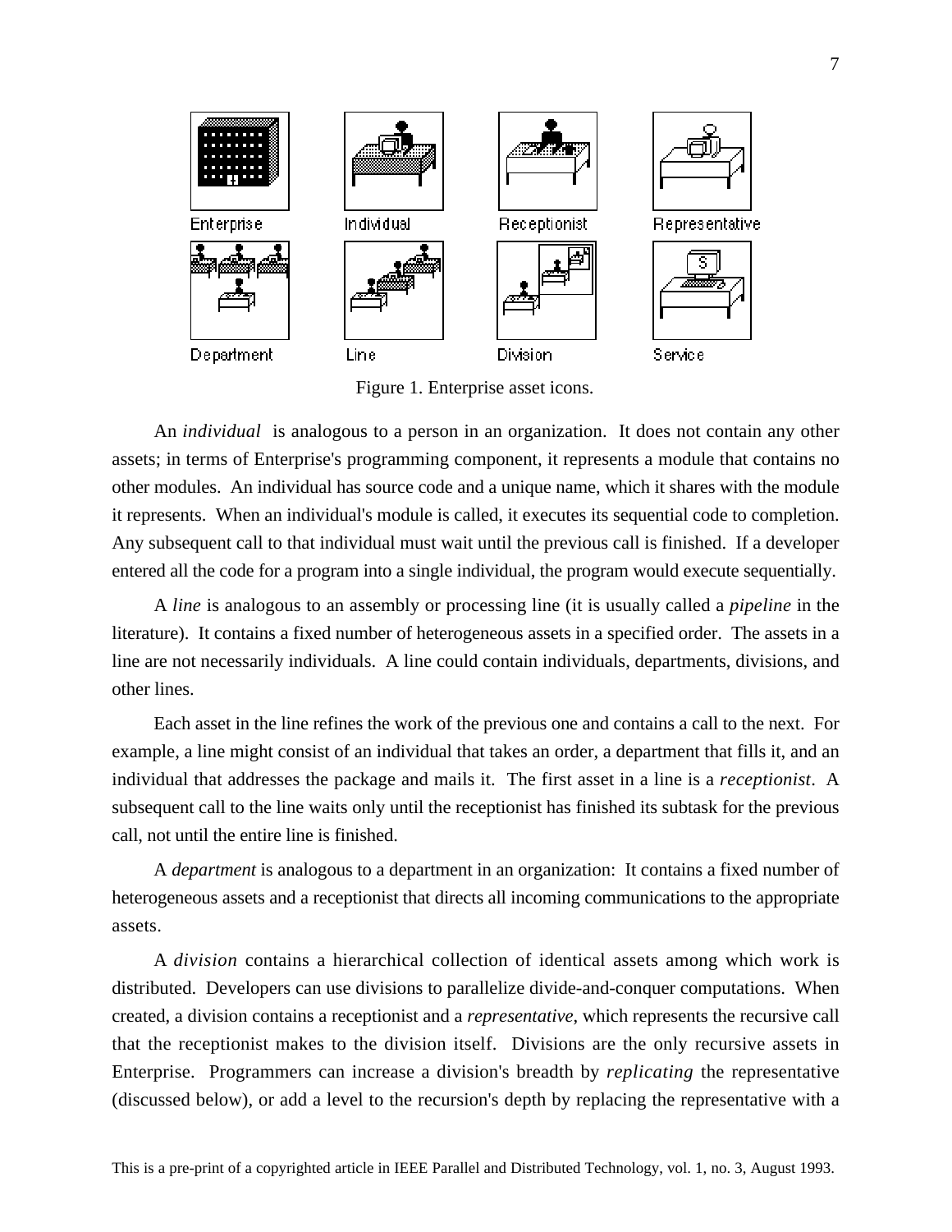Figure 1. Enterprise asset icons.

An *individual* is analogous to a person in an organization. It does not contain any other assets; in terms of Enterprise's programming component, it represents a module that contains no other modules. An individual has source code and a unique name, which it shares with the module it represents. When an individual's module is called, it executes its sequential code to completion. Any subsequent call to that individual must wait until the previous call is finished. If a developer entered all the code for a program into a single individual, the program would execute sequentially.

A *line* is analogous to an assembly or processing line (it is usually called a *pipeline* in the literature). It contains a fixed number of heterogeneous assets in a specified order. The assets in a line are not necessarily individuals. A line could contain individuals, departments, divisions, and other lines.

Each asset in the line refines the work of the previous one and contains a call to the next. For example, a line might consist of an individual that takes an order, a department that fills it, and an individual that addresses the package and mails it. The first asset in a line is a *receptionist*. A subsequent call to the line waits only until the receptionist has finished its subtask for the previous call, not until the entire line is finished.

A *department* is analogous to a department in an organization: It contains a fixed number of heterogeneous assets and a receptionist that directs all incoming communications to the appropriate assets.

A *division* contains a hierarchical collection of identical assets among which work is distributed. Developers can use divisions to parallelize divide-and-conquer computations. When created, a division contains a receptionist and a *representative*, which represents the recursive call that the receptionist makes to the division itself. Divisions are the only recursive assets in Enterprise. Programmers can increase a division's breadth by *replicating* the representative (discussed below), or add a level to the recursion's depth by replacing the representative with a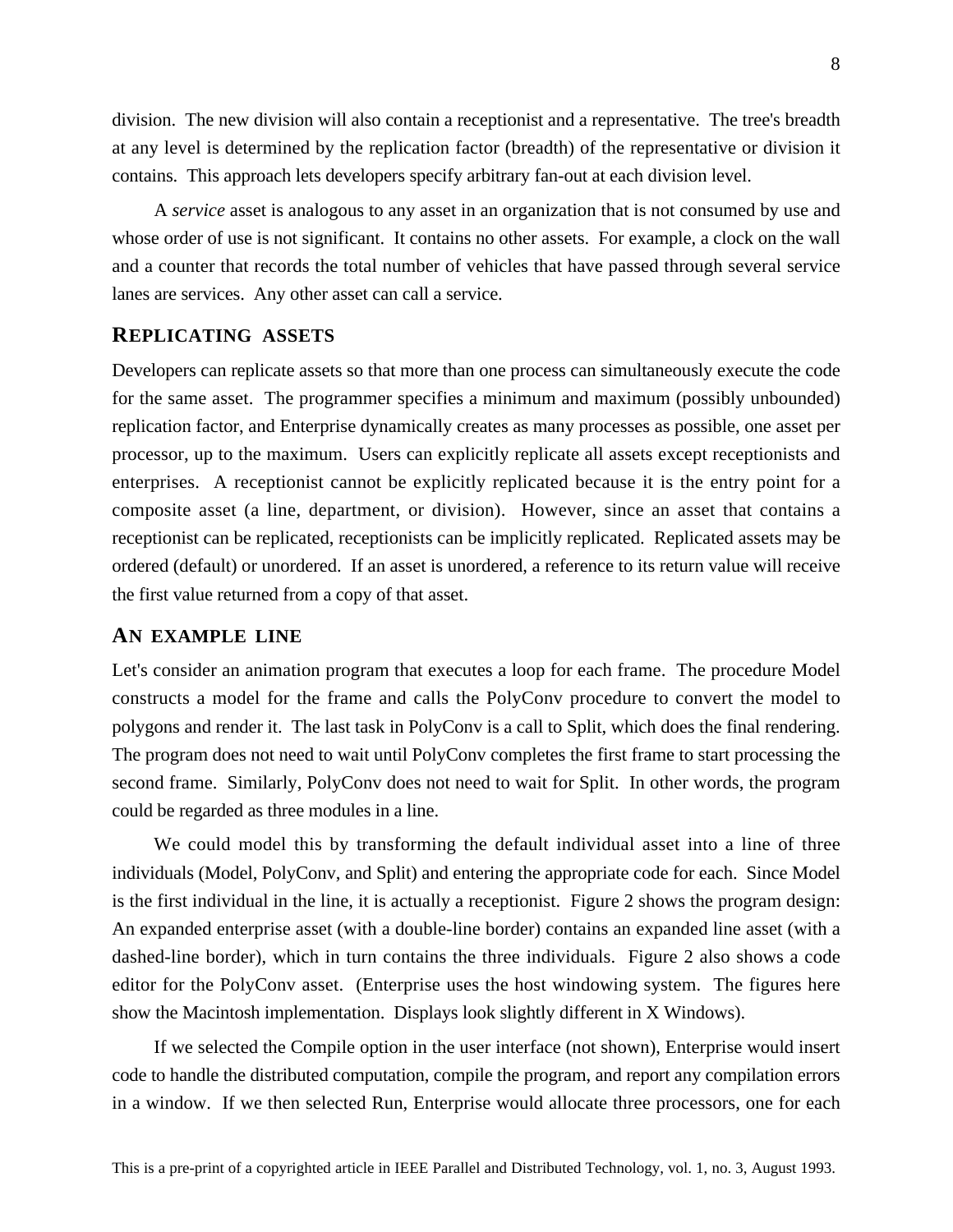division. The new division will also contain a receptionist and a representative. The tree's breadth at any level is determined by the replication factor (breadth) of the representative or division it contains. This approach lets developers specify arbitrary fan-out at each division level.

A *service* asset is analogous to any asset in an organization that is not consumed by use and whose order of use is not significant. It contains no other assets. For example, a clock on the wall and a counter that records the total number of vehicles that have passed through several service lanes are services. Any other asset can call a service.

## REPLICATING ASSETS

Developers can replicate assets so that more than one process can simultaneously execute the code for the same asset. The programmer specifies a minimum and maximum (possibly unbounded) replication factor, and Enterprise dynamically creates as many processes as possible, one asset per processor, up to the maximum. Users can explicitly replicate all assets except receptionists and enterprises. A receptionist cannot be explicitly replicated because it is the entry point for a composite asset (a line, department, or division). However, since an asset that contains a receptionist can be replicated, receptionists can be implicitly replicated. Replicated assets may be ordered (default) or unordered. If an asset is unordered, a reference to its return value will receive the first value returned from a copy of that asset.

## AN EXAMPLE LINE

Let's consider an animation program that executes a loop for each frame. The procedure Model constructs a model for the frame and calls the PolyConv procedure to convert the model to polygons and render it. The last task in PolyConv is a call to Split, which does the final rendering. The program does not need to wait until PolyConv completes the first frame to start processing the second frame. Similarly, PolyConv does not need to wait for Split. In other words, the program could be regarded as three modules in a line.

We could model this by transforming the default individual asset into a line of three individuals (Model, PolyConv, and Split) and entering the appropriate code for each. Since Model is the first individual in the line, it is actually a receptionist. Figure 2 shows the program design: An expanded enterprise asset (with a double-line border) contains an expanded line asset (with a dashed-line border), which in turn contains the three individuals. Figure 2 also shows a code editor for the PolyConv asset. (Enterprise uses the host windowing system. The figures here show the Macintosh implementation. Displays look slightly different in X Windows).

If we selected the Compile option in the user interface (not shown), Enterprise would insert code to handle the distributed computation, compile the program, and report any compilation errors in a window. If we then selected Run, Enterprise would allocate three processors, one for each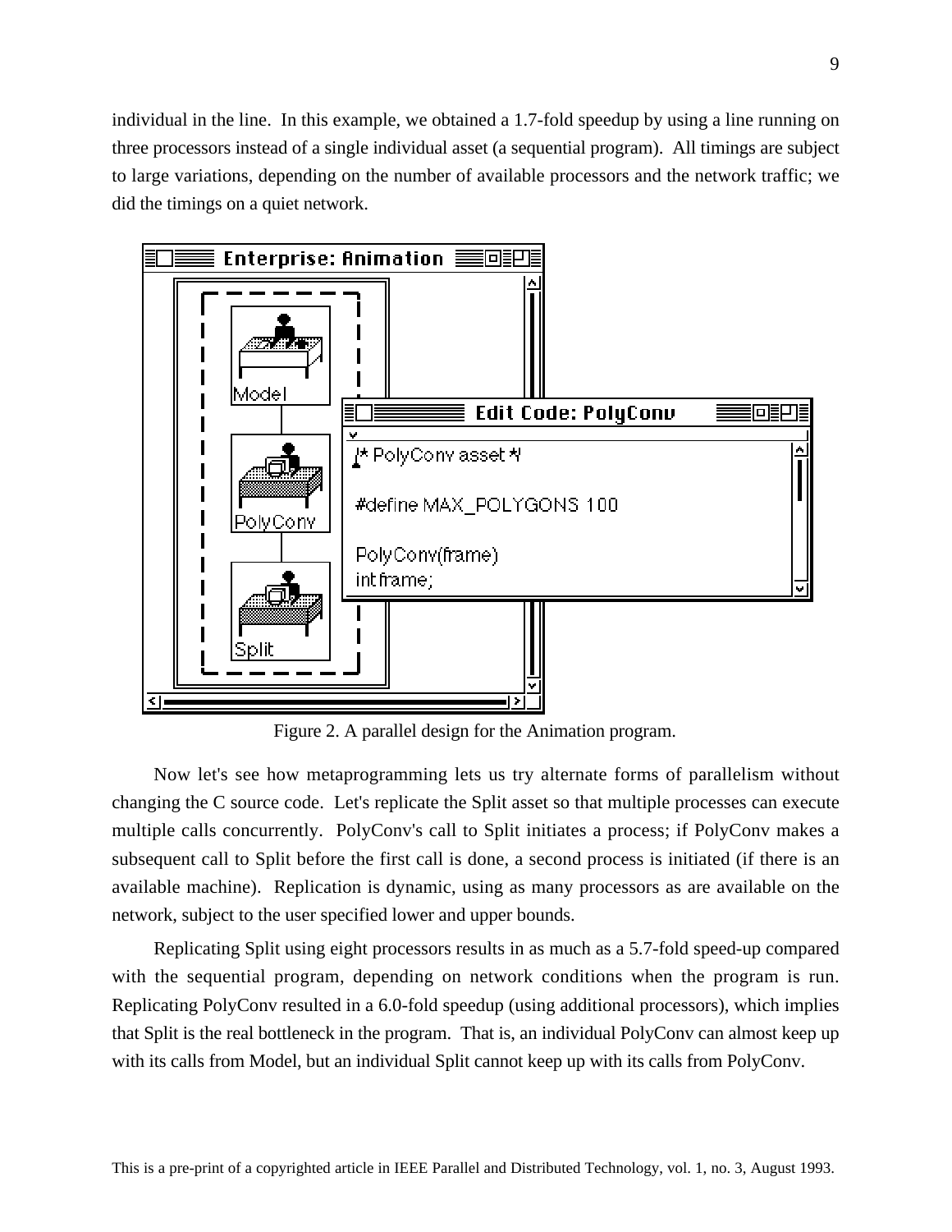individual in the line. In this example, we obtained a 1.7-fold speedup by using a line running on three processors instead of a single individual asset (a sequential program). All timings are subject to large variations, depending on the number of available processors and the network traffic; we did the timings on a quiet network.

Figure 2. A parallel design for the Animation program.

Now let's see how metaprogramming lets us try alternate forms of parallelism without changing the C source code. Let's replicate the Split asset so that multiple processes can execute multiple calls concurrently. PolyConv's call to Split initiates a process; if PolyConv makes a subsequent call to Split before the first call is done, a second process is initiated (if there is an available machine). Replication is dynamic, using as many processors as are available on the network, subject to the user specified lower and upper bounds.

Replicating Split using eight processors results in as much as a 5.7-fold speed-up compared with the sequential program, depending on network conditions when the program is run. Replicating PolyConv resulted in a 6.0-fold speedup (using additional processors), which implies that Split is the real bottleneck in the program. That is, an individual PolyConv can almost keep up with its calls from Model, but an individual Split cannot keep up with its calls from PolyConv.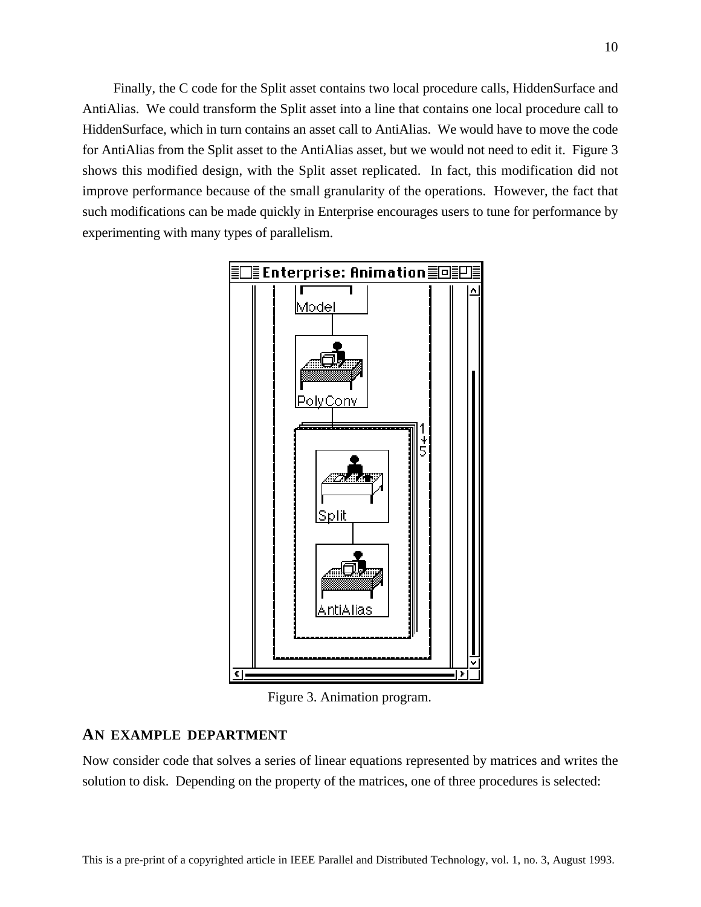Finally, the C code for the Split asset contains two local procedure calls, HiddenSurface and AntiAlias. We could transform the Split asset into a line that contains one local procedure call to HiddenSurface, which in turn contains an asset call to AntiAlias. We would have to move the code for AntiAlias from the Split asset to the AntiAlias asset, but we would not need to edit it. Figure 3 shows this modified design, with the Split asset replicated. In fact, this modification did not improve performance because of the small granularity of the operations. However, the fact that such modifications can be made quickly in Enterprise encourages users to tune for performance by experimenting with many types of parallelism.

Figure 3. Animation program.

## AN EXAMPLE DEPARTMENT

Now consider code that solves a series of linear equations represented by matrices and writes the solution to disk. Depending on the property of the matrices, one of three procedures is selected: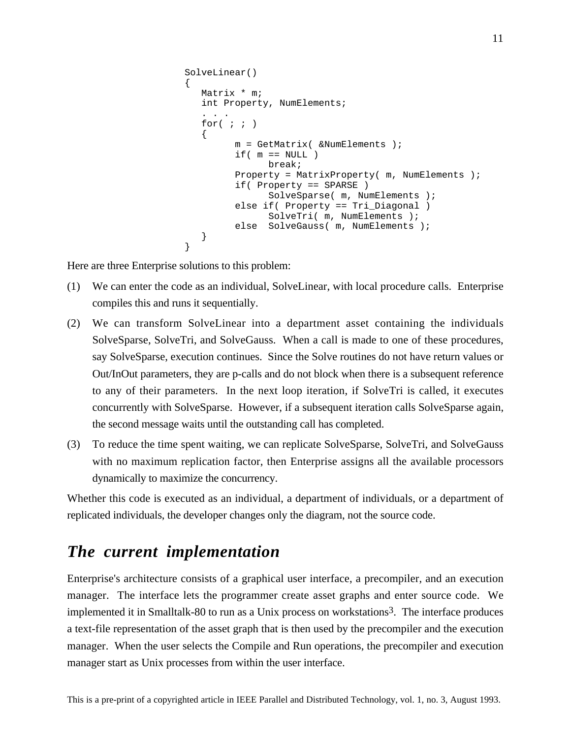```
SolveLinear()
{
   Matrix * m;
   int Property, NumElements;
   . . .
   for( ; ; )
   {
         m = GetMatrix( &NumElements );
         if( m == NULL )
               break;
         Property = MatrixProperty( m, NumElements );
         if( Property == SPARSE )
               SolveSparse( m, NumElements );
         else if( Property == Tri_Diagonal )
               SolveTri( m, NumElements );
         else  SolveGauss( m, NumElements );
   }
}
```

Here are three Enterprise solutions to this problem:

(1) We can enter the code as an individual, SolveLinear, with local procedure calls. Enterprise compiles this and runs it sequentially.

(2) We can transform SolveLinear into a department asset containing the individuals SolveSparse, SolveTri, and SolveGauss. When a call is made to one of these procedures, say SolveSparse, execution continues. Since the Solve routines do not have return values or Out/InOut parameters, they are p-calls and do not block when there is a subsequent reference to any of their parameters. In the next loop iteration, if SolveTri is called, it executes concurrently with SolveSparse. However, if a subsequent iteration calls SolveSparse again, the second message waits until the outstanding call has completed.

(3) To reduce the time spent waiting, we can replicate SolveSparse, SolveTri, and SolveGauss with no maximum replication factor, then Enterprise assigns all the available processors dynamically to maximize the concurrency.

Whether this code is executed as an individual, a department of individuals, or a department of replicated individuals, the developer changes only the diagram, not the source code.

## *The current implementation*

Enterprise's architecture consists of a graphical user interface, a precompiler, and an execution manager. The interface lets the programmer create asset graphs and enter source code. We implemented it in Smalltalk-80 to run as a Unix process on workstations[3]. The interface produces a text-file representation of the asset graph that is then used by the precompiler and the execution manager. When the user selects the Compile and Run operations, the precompiler and execution manager start as Unix processes from within the user interface.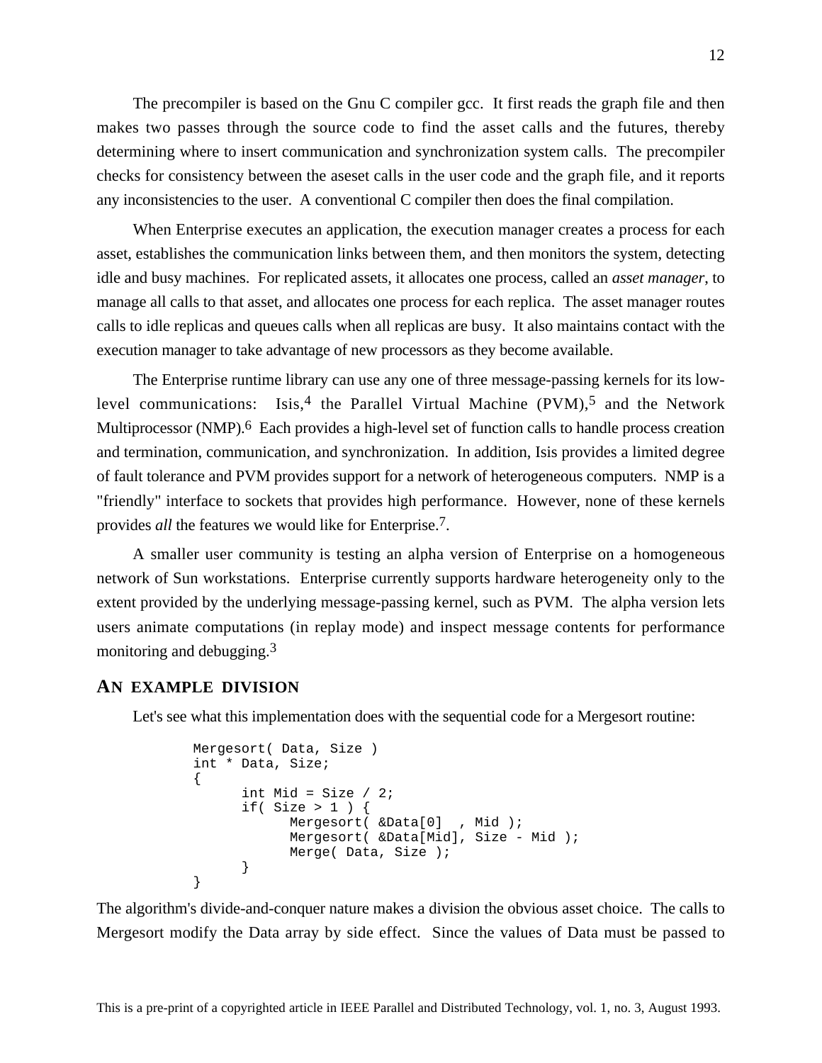The precompiler is based on the Gnu C compiler gcc. It first reads the graph file and then makes two passes through the source code to find the asset calls and the futures, thereby determining where to insert communication and synchronization system calls. The precompiler checks for consistency between the aseset calls in the user code and the graph file, and it reports any inconsistencies to the user. A conventional C compiler then does the final compilation.

When Enterprise executes an application, the execution manager creates a process for each asset, establishes the communication links between them, and then monitors the system, detecting idle and busy machines. For replicated assets, it allocates one process, called an *asset manager*, to manage all calls to that asset, and allocates one process for each replica. The asset manager routes calls to idle replicas and queues calls when all replicas are busy. It also maintains contact with the execution manager to take advantage of new processors as they become available.

The Enterprise runtime library can use any one of three message-passing kernels for its low-level communications: Isis,[4] the Parallel Virtual Machine (PVM),[5] and the Network Multiprocessor (NMP).[6] Each provides a high-level set of function calls to handle process creation and termination, communication, and synchronization. In addition, Isis provides a limited degree of fault tolerance and PVM provides support for a network of heterogeneous computers. NMP is a "friendly" interface to sockets that provides high performance. However, none of these kernels provides *all* the features we would like for Enterprise.[7].

A smaller user community is testing an alpha version of Enterprise on a homogeneous network of Sun workstations. Enterprise currently supports hardware heterogeneity only to the extent provided by the underlying message-passing kernel, such as PVM. The alpha version lets users animate computations (in replay mode) and inspect message contents for performance monitoring and debugging.[3]

## AN EXAMPLE DIVISION

Let's see what this implementation does with the sequential code for a Mergesort routine:

```
Mergesort( Data, Size )
int * Data, Size;
{
      int Mid = Size / 2;
      if( Size > 1 ) {
            Mergesort( &Data[0]  , Mid );
            Mergesort( &Data[Mid], Size - Mid );
            Merge( Data, Size );
      }
}
```

The algorithm's divide-and-conquer nature makes a division the obvious asset choice. The calls to Mergesort modify the Data array by side effect. Since the values of Data must be passed to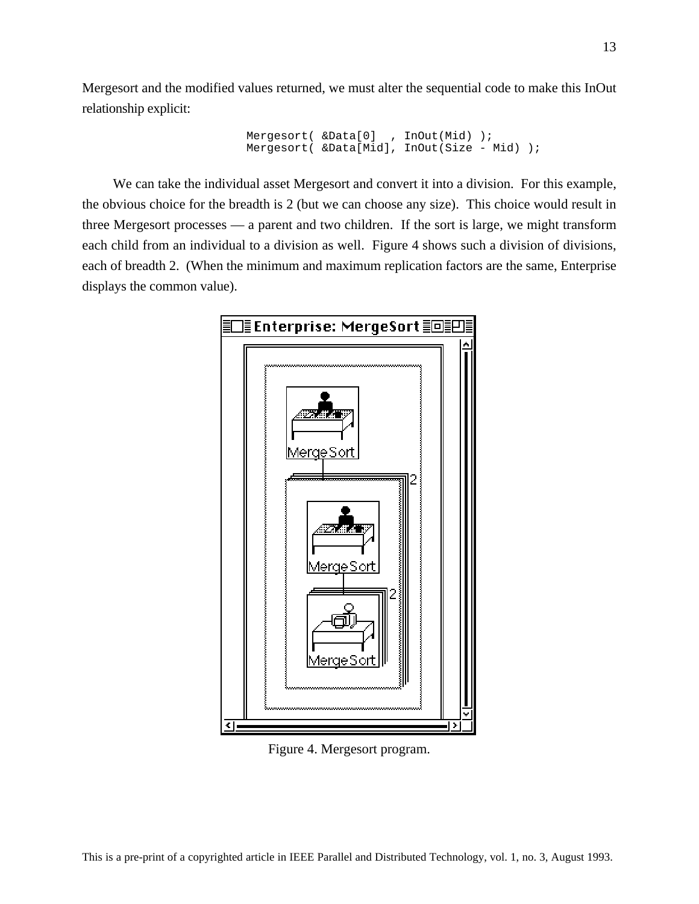Mergesort and the modified values returned, we must alter the sequential code to make this InOut relationship explicit:

```
Mergesort( &Data[0]  , InOut(Mid) );
Mergesort( &Data[Mid], InOut(Size - Mid) );
```

We can take the individual asset Mergesort and convert it into a division. For this example, the obvious choice for the breadth is 2 (but we can choose any size). This choice would result in three Mergesort processes — a parent and two children. If the sort is large, we might transform each child from an individual to a division as well. Figure 4 shows such a division of divisions, each of breadth 2. (When the minimum and maximum replication factors are the same, Enterprise displays the common value).

Figure 4. Mergesort program.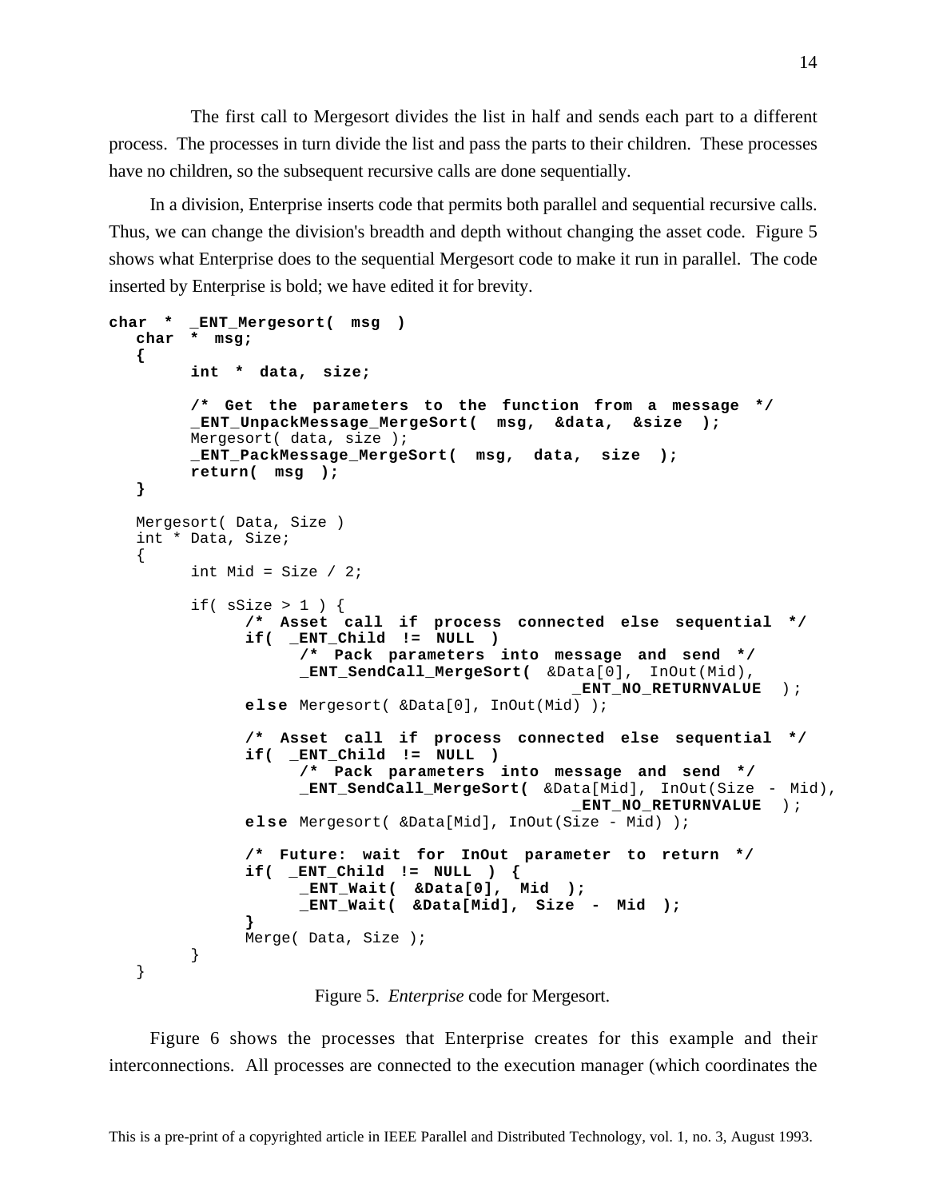The first call to Mergesort divides the list in half and sends each part to a different process. The processes in turn divide the list and pass the parts to their children. These processes have no children, so the subsequent recursive calls are done sequentially.

In a division, Enterprise inserts code that permits both parallel and sequential recursive calls. Thus, we can change the division's breadth and depth without changing the asset code. Figure 5 shows what Enterprise does to the sequential Mergesort code to make it run in parallel. The code inserted by Enterprise is bold; we have edited it for brevity.

```
char * _ENT_Mergesort( msg )
   char * msg;
   {
         int * data, size;

         /* Get the parameters to the function from a message */
         _ENT_UnpackMessage_MergeSort( msg, &data, &size );
         Mergesort( data, size );
         _ENT_PackMessage_MergeSort( msg, data, size );
         return( msg );
   }

   Mergesort( Data, Size )
   int * Data, Size;
   {
         int Mid = Size / 2;

         if( sSize > 1 ) {
               /* Asset call if process connected else sequential */
               if( _ENT_Child != NULL )
                     /* Pack parameters into message and send */
                     _ENT_SendCall_MergeSort( &Data[0], InOut(Mid),
                                                  _ENT_NO_RETURNVALUE );
               else Mergesort( &Data[0], InOut(Mid) );

               /* Asset call if process connected else sequential */
               if( _ENT_Child != NULL )
                     /* Pack parameters into message and send */
                     _ENT_SendCall_MergeSort( &Data[Mid], InOut(Size - Mid),
                                                  _ENT_NO_RETURNVALUE );
               else Mergesort( &Data[Mid], InOut(Size - Mid) );

               /* Future: wait for InOut parameter to return */
               if( _ENT_Child != NULL ) {
                     _ENT_Wait( &Data[0], Mid );
                     _ENT_Wait( &Data[Mid], Size - Mid );
               }
               Merge( Data, Size );
         }
   }
```

Figure 5. *Enterprise* code for Mergesort.

Figure 6 shows the processes that Enterprise creates for this example and their interconnections. All processes are connected to the execution manager (which coordinates the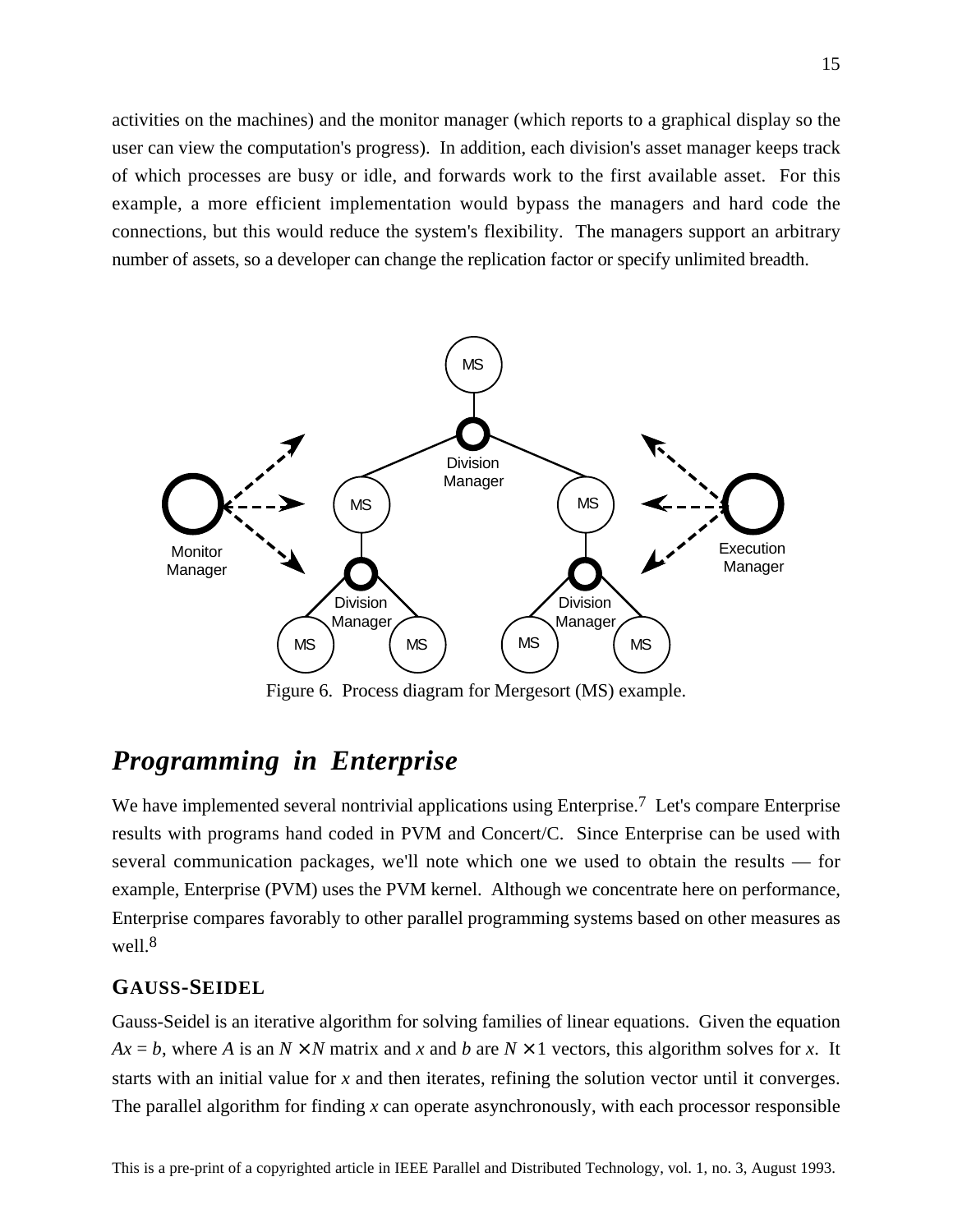activities on the machines) and the monitor manager (which reports to a graphical display so the user can view the computation's progress). In addition, each division's asset manager keeps track of which processes are busy or idle, and forwards work to the first available asset. For this example, a more efficient implementation would bypass the managers and hard code the connections, but this would reduce the system's flexibility. The managers support an arbitrary number of assets, so a developer can change the replication factor or specify unlimited breadth.

Figure 6. Process diagram for Mergesort (MS) example.

## *Programming in Enterprise*

We have implemented several nontrivial applications using Enterprise.[7] Let's compare Enterprise results with programs hand coded in PVM and Concert/C. Since Enterprise can be used with several communication packages, we'll note which one we used to obtain the results — for example, Enterprise (PVM) uses the PVM kernel. Although we concentrate here on performance, Enterprise compares favorably to other parallel programming systems based on other measures as well.[8]

### GAUSS-SEIDEL

Gauss-Seidel is an iterative algorithm for solving families of linear equations. Given the equation $Ax = b$, where $A$ is an $N \times N$ matrix and $x$ and $b$ are $N \times 1$ vectors, this algorithm solves for $x$. It starts with an initial value for $x$ and then iterates, refining the solution vector until it converges. The parallel algorithm for finding $x$ can operate asynchronously, with each processor responsible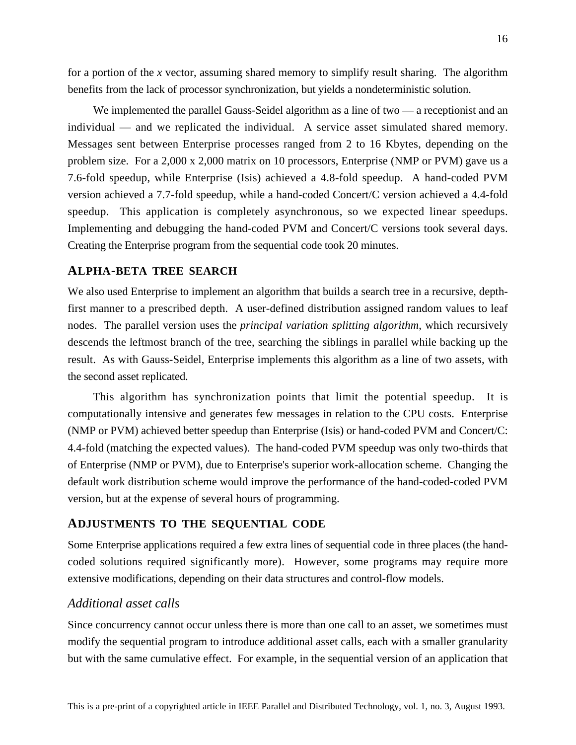for a portion of the *x* vector, assuming shared memory to simplify result sharing. The algorithm benefits from the lack of processor synchronization, but yields a nondeterministic solution.

We implemented the parallel Gauss-Seidel algorithm as a line of two — a receptionist and an individual — and we replicated the individual. A service asset simulated shared memory. Messages sent between Enterprise processes ranged from 2 to 16 Kbytes, depending on the problem size. For a 2,000 x 2,000 matrix on 10 processors, Enterprise (NMP or PVM) gave us a 7.6-fold speedup, while Enterprise (Isis) achieved a 4.8-fold speedup. A hand-coded PVM version achieved a 7.7-fold speedup, while a hand-coded Concert/C version achieved a 4.4-fold speedup. This application is completely asynchronous, so we expected linear speedups. Implementing and debugging the hand-coded PVM and Concert/C versions took several days. Creating the Enterprise program from the sequential code took 20 minutes.

## ALPHA-BETA TREE SEARCH

We also used Enterprise to implement an algorithm that builds a search tree in a recursive, depth-first manner to a prescribed depth. A user-defined distribution assigned random values to leaf nodes. The parallel version uses the *principal variation splitting algorithm*, which recursively descends the leftmost branch of the tree, searching the siblings in parallel while backing up the result. As with Gauss-Seidel, Enterprise implements this algorithm as a line of two assets, with the second asset replicated.

This algorithm has synchronization points that limit the potential speedup. It is computationally intensive and generates few messages in relation to the CPU costs. Enterprise (NMP or PVM) achieved better speedup than Enterprise (Isis) or hand-coded PVM and Concert/C: 4.4-fold (matching the expected values). The hand-coded PVM speedup was only two-thirds that of Enterprise (NMP or PVM), due to Enterprise's superior work-allocation scheme. Changing the default work distribution scheme would improve the performance of the hand-coded-coded PVM version, but at the expense of several hours of programming.

## ADJUSTMENTS TO THE SEQUENTIAL CODE

Some Enterprise applications required a few extra lines of sequential code in three places (the hand-coded solutions required significantly more). However, some programs may require more extensive modifications, depending on their data structures and control-flow models.

### *Additional asset calls*

Since concurrency cannot occur unless there is more than one call to an asset, we sometimes must modify the sequential program to introduce additional asset calls, each with a smaller granularity but with the same cumulative effect. For example, in the sequential version of an application that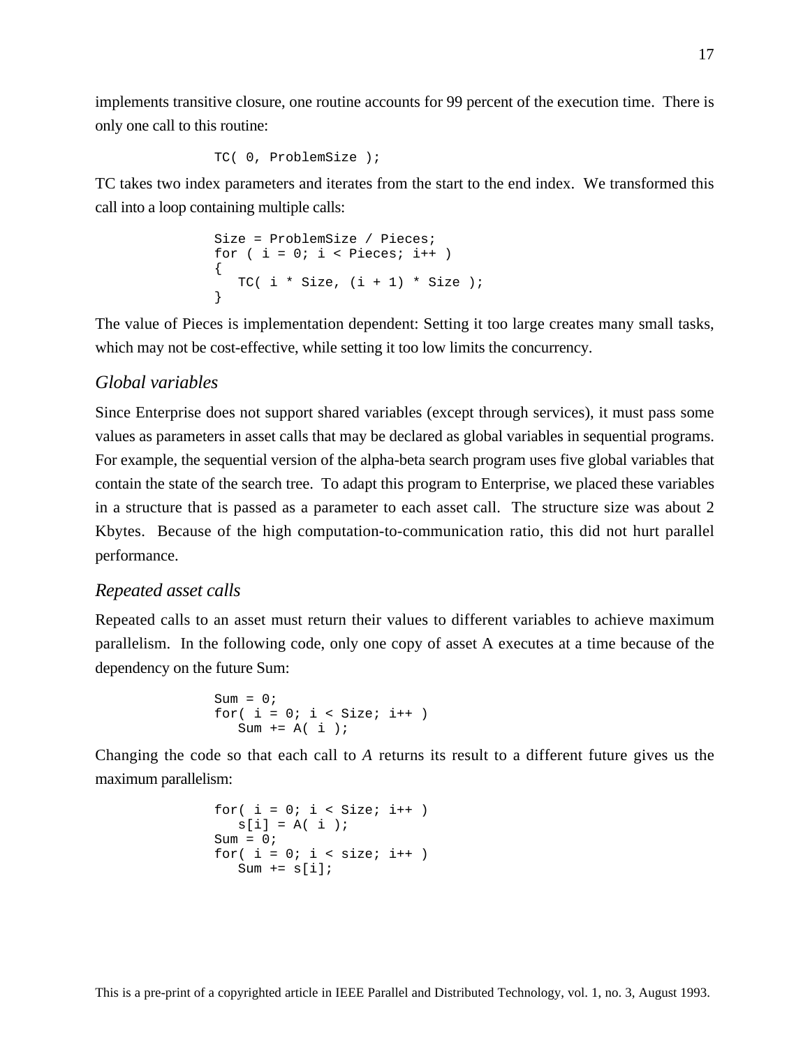implements transitive closure, one routine accounts for 99 percent of the execution time. There is only one call to this routine:

```
TC( 0, ProblemSize );
```

TC takes two index parameters and iterates from the start to the end index. We transformed this call into a loop containing multiple calls:

```
Size = ProblemSize / Pieces;
for ( i = 0; i < Pieces; i++ )
{
   TC( i * Size, (i + 1) * Size );
}
```

The value of Pieces is implementation dependent: Setting it too large creates many small tasks, which may not be cost-effective, while setting it too low limits the concurrency.

### *Global variables*

Since Enterprise does not support shared variables (except through services), it must pass some values as parameters in asset calls that may be declared as global variables in sequential programs. For example, the sequential version of the alpha-beta search program uses five global variables that contain the state of the search tree. To adapt this program to Enterprise, we placed these variables in a structure that is passed as a parameter to each asset call. The structure size was about 2 Kbytes. Because of the high computation-to-communication ratio, this did not hurt parallel performance.

### *Repeated asset calls*

Repeated calls to an asset must return their values to different variables to achieve maximum parallelism. In the following code, only one copy of asset A executes at a time because of the dependency on the future Sum:

```
Sum = 0;
for( i = 0; i < Size; i++ )
   Sum += A( i );
```

Changing the code so that each call to *A* returns its result to a different future gives us the maximum parallelism:

```
for( i = 0; i < Size; i++ )
   s[i] = A( i );
Sum = 0;
for( i = 0; i < size; i++ )
   Sum += s[i];
```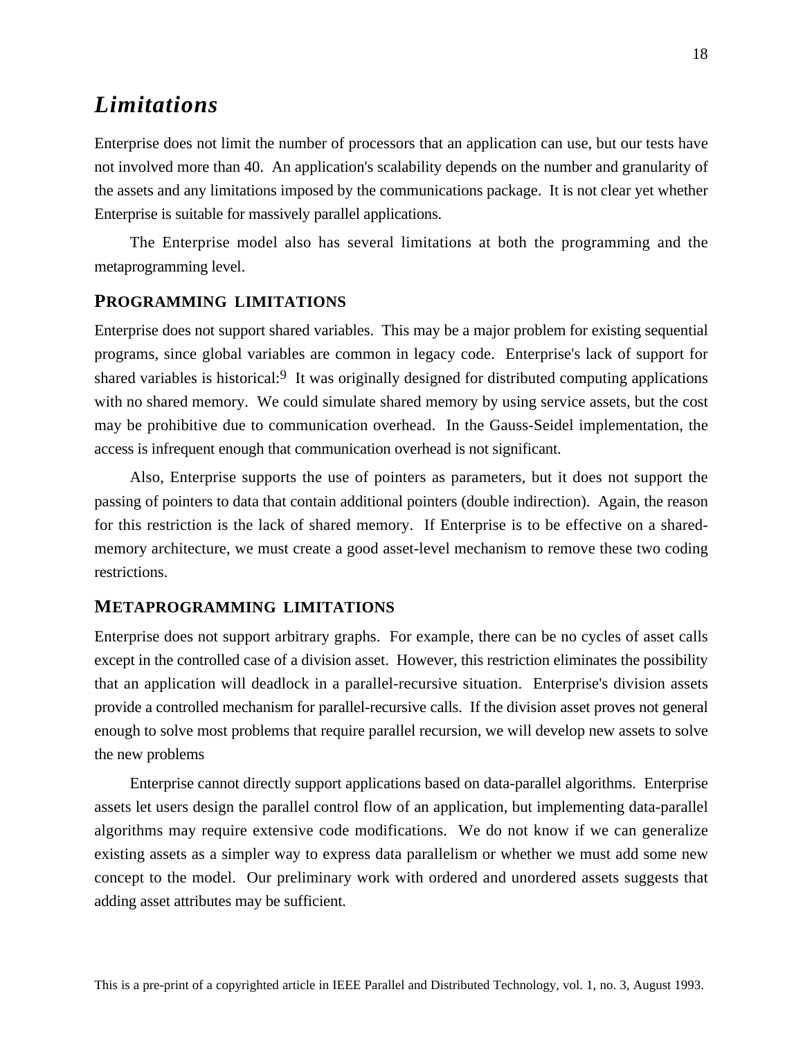## *Limitations*

Enterprise does not limit the number of processors that an application can use, but our tests have not involved more than 40. An application's scalability depends on the number and granularity of the assets and any limitations imposed by the communications package. It is not clear yet whether Enterprise is suitable for massively parallel applications.

The Enterprise model also has several limitations at both the programming and the metaprogramming level.

### PROGRAMMING LIMITATIONS

Enterprise does not support shared variables. This may be a major problem for existing sequential programs, since global variables are common in legacy code. Enterprise's lack of support for shared variables is historical:[9] It was originally designed for distributed computing applications with no shared memory. We could simulate shared memory by using service assets, but the cost may be prohibitive due to communication overhead. In the Gauss-Seidel implementation, the access is infrequent enough that communication overhead is not significant.

Also, Enterprise supports the use of pointers as parameters, but it does not support the passing of pointers to data that contain additional pointers (double indirection). Again, the reason for this restriction is the lack of shared memory. If Enterprise is to be effective on a shared-memory architecture, we must create a good asset-level mechanism to remove these two coding restrictions.

### METAPROGRAMMING LIMITATIONS

Enterprise does not support arbitrary graphs. For example, there can be no cycles of asset calls except in the controlled case of a division asset. However, this restriction eliminates the possibility that an application will deadlock in a parallel-recursive situation. Enterprise's division assets provide a controlled mechanism for parallel-recursive calls. If the division asset proves not general enough to solve most problems that require parallel recursion, we will develop new assets to solve the new problems

Enterprise cannot directly support applications based on data-parallel algorithms. Enterprise assets let users design the parallel control flow of an application, but implementing data-parallel algorithms may require extensive code modifications. We do not know if we can generalize existing assets as a simpler way to express data parallelism or whether we must add some new concept to the model. Our preliminary work with ordered and unordered assets suggests that adding asset attributes may be sufficient.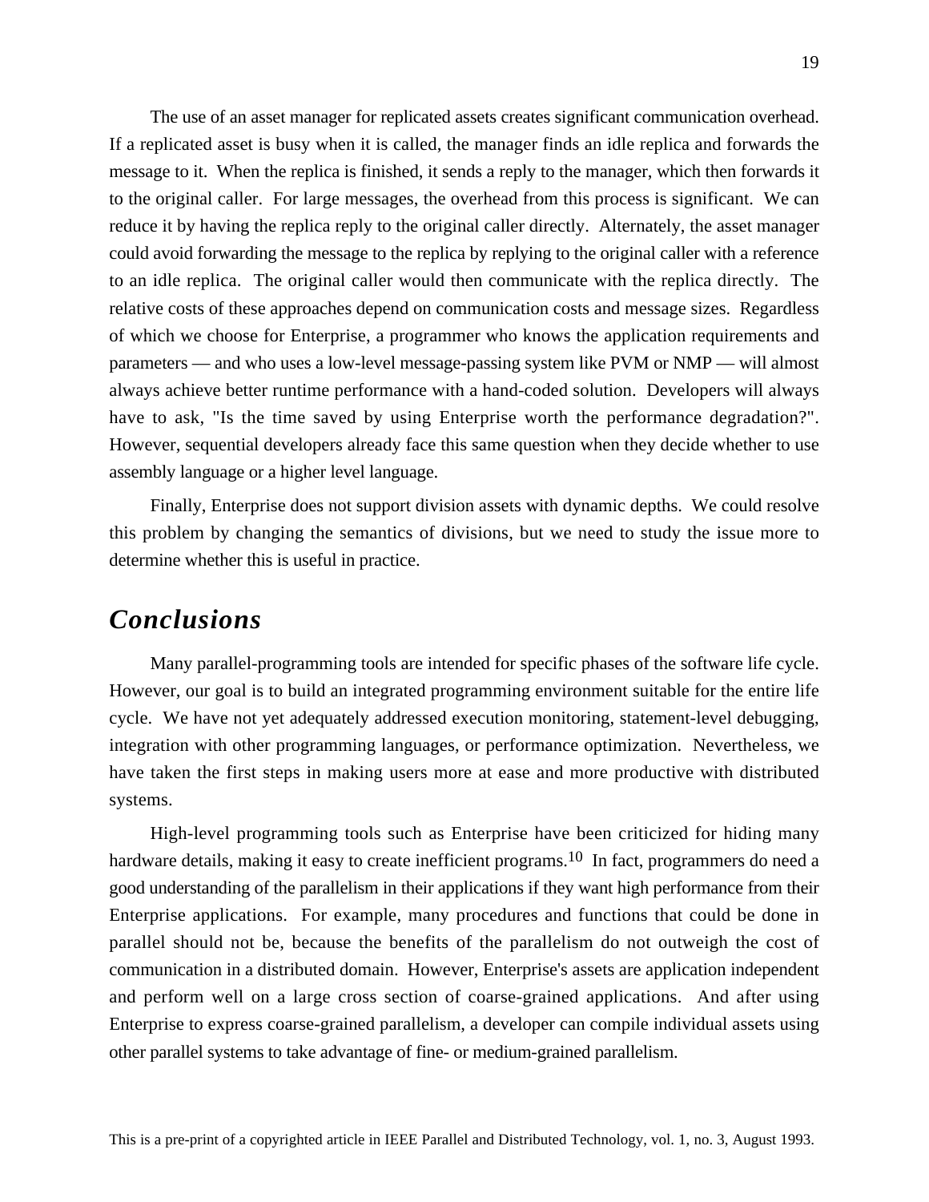The use of an asset manager for replicated assets creates significant communication overhead. If a replicated asset is busy when it is called, the manager finds an idle replica and forwards the message to it. When the replica is finished, it sends a reply to the manager, which then forwards it to the original caller. For large messages, the overhead from this process is significant. We can reduce it by having the replica reply to the original caller directly. Alternately, the asset manager could avoid forwarding the message to the replica by replying to the original caller with a reference to an idle replica. The original caller would then communicate with the replica directly. The relative costs of these approaches depend on communication costs and message sizes. Regardless of which we choose for Enterprise, a programmer who knows the application requirements and parameters — and who uses a low-level message-passing system like PVM or NMP — will almost always achieve better runtime performance with a hand-coded solution. Developers will always have to ask, "Is the time saved by using Enterprise worth the performance degradation?". However, sequential developers already face this same question when they decide whether to use assembly language or a higher level language.

Finally, Enterprise does not support division assets with dynamic depths. We could resolve this problem by changing the semantics of divisions, but we need to study the issue more to determine whether this is useful in practice.

## *Conclusions*

Many parallel-programming tools are intended for specific phases of the software life cycle. However, our goal is to build an integrated programming environment suitable for the entire life cycle. We have not yet adequately addressed execution monitoring, statement-level debugging, integration with other programming languages, or performance optimization. Nevertheless, we have taken the first steps in making users more at ease and more productive with distributed systems.

High-level programming tools such as Enterprise have been criticized for hiding many hardware details, making it easy to create inefficient programs.[10] In fact, programmers do need a good understanding of the parallelism in their applications if they want high performance from their Enterprise applications. For example, many procedures and functions that could be done in parallel should not be, because the benefits of the parallelism do not outweigh the cost of communication in a distributed domain. However, Enterprise's assets are application independent and perform well on a large cross section of coarse-grained applications. And after using Enterprise to express coarse-grained parallelism, a developer can compile individual assets using other parallel systems to take advantage of fine- or medium-grained parallelism.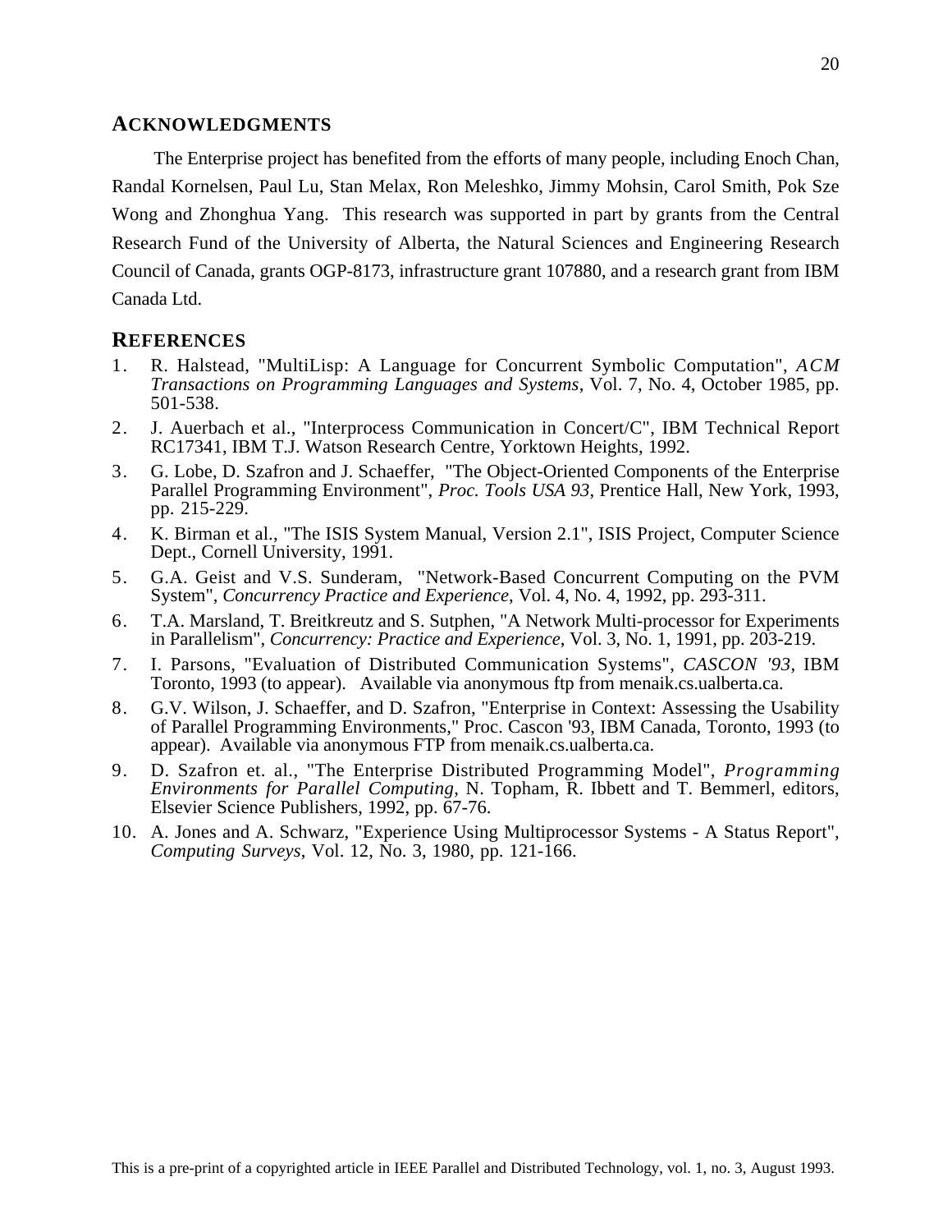## ACKNOWLEDGMENTS

The Enterprise project has benefited from the efforts of many people, including Enoch Chan, Randal Kornelsen, Paul Lu, Stan Melax, Ron Meleshko, Jimmy Mohsin, Carol Smith, Pok Sze Wong and Zhonghua Yang. This research was supported in part by grants from the Central Research Fund of the University of Alberta, the Natural Sciences and Engineering Research Council of Canada, grants OGP-8173, infrastructure grant 107880, and a research grant from IBM Canada Ltd.

## REFERENCES

1. R. Halstead, "MultiLisp: A Language for Concurrent Symbolic Computation", *ACM Transactions on Programming Languages and Systems*, Vol. 7, No. 4, October 1985, pp. 501-538.
2. J. Auerbach et al., "Interprocess Communication in Concert/C", IBM Technical Report RC17341, IBM T.J. Watson Research Centre, Yorktown Heights, 1992.
3. G. Lobe, D. Szafron and J. Schaeffer, "The Object-Oriented Components of the Enterprise Parallel Programming Environment", *Proc. Tools USA 93*, Prentice Hall, New York, 1993, pp. 215-229.
4. K. Birman et al., "The ISIS System Manual, Version 2.1", ISIS Project, Computer Science Dept., Cornell University, 1991.
5. G.A. Geist and V.S. Sunderam, "Network-Based Concurrent Computing on the PVM System", *Concurrency Practice and Experience*, Vol. 4, No. 4, 1992, pp. 293-311.
6. T.A. Marsland, T. Breitkreutz and S. Sutphen, "A Network Multi-processor for Experiments in Parallelism", *Concurrency: Practice and Experience*, Vol. 3, No. 1, 1991, pp. 203-219.
7. I. Parsons, "Evaluation of Distributed Communication Systems", *CASCON '93*, IBM Toronto, 1993 (to appear). Available via anonymous ftp from menaik.cs.ualberta.ca.
8. G.V. Wilson, J. Schaeffer, and D. Szafron, "Enterprise in Context: Assessing the Usability of Parallel Programming Environments," Proc. Cascon '93, IBM Canada, Toronto, 1993 (to appear). Available via anonymous FTP from menaik.cs.ualberta.ca.
9. D. Szafron et. al., "The Enterprise Distributed Programming Model", *Programming Environments for Parallel Computing*, N. Topham, R. Ibbett and T. Bemmerl, editors, Elsevier Science Publishers, 1992, pp. 67-76.
10. A. Jones and A. Schwarz, "Experience Using Multiprocessor Systems - A Status Report", *Computing Surveys*, Vol. 12, No. 3, 1980, pp. 121-166.

This is a pre-print of a copyrighted article in IEEE Parallel and Distributed Technology, vol. 1, no. 3, August 1993.